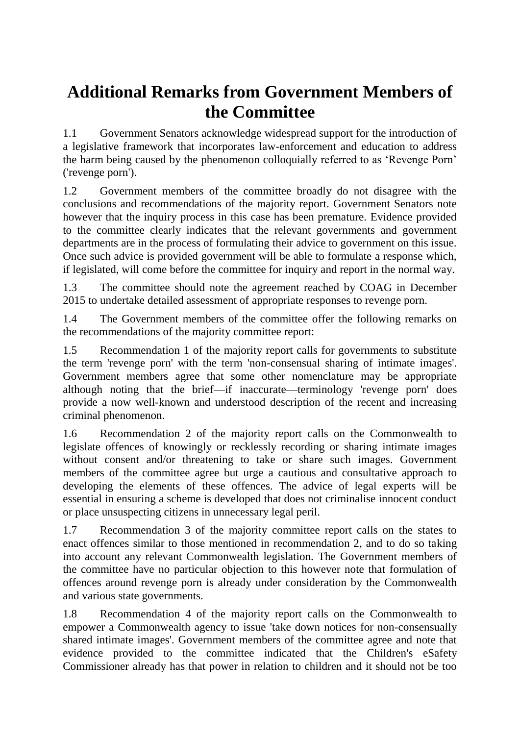# Additional Remarks from Government Members of the Committee

1.1 Government Senators acknowledge widespread support for the introduction of a legislative framework that incorporates law-enforcement and education to address the harm being caused by the phenomenon colloquially referred to as 'Revenge Porn' ('revenge porn').

1.2 Government members of the committee broadly do not disagree with the conclusions and recommendations of the majority report. Government Senators note however that the inquiry process in this case has been premature. Evidence provided to the committee clearly indicates that the relevant governments and government departments are in the process of formulating their advice to government on this issue. Once such advice is provided government will be able to formulate a response which, if legislated, will come before the committee for inquiry and report in the normal way.

1.3 The committee should note the agreement reached by COAG in December 2015 to undertake detailed assessment of appropriate responses to revenge porn.

1.4 The Government members of the committee offer the following remarks on the recommendations of the majority committee report:

1.5 Recommendation 1 of the majority report calls for governments to substitute the term 'revenge porn' with the term 'non-consensual sharing of intimate images'. Government members agree that some other nomenclature may be appropriate although noting that the brief—if inaccurate—terminology 'revenge porn' does provide a now well-known and understood description of the recent and increasing criminal phenomenon.

1.6 Recommendation 2 of the majority report calls on the Commonwealth to legislate offences of knowingly or recklessly recording or sharing intimate images without consent and/or threatening to take or share such images. Government members of the committee agree but urge a cautious and consultative approach to developing the elements of these offences. The advice of legal experts will be essential in ensuring a scheme is developed that does not criminalise innocent conduct or place unsuspecting citizens in unnecessary legal peril.

1.7 Recommendation 3 of the majority committee report calls on the states to enact offences similar to those mentioned in recommendation 2, and to do so taking into account any relevant Commonwealth legislation. The Government members of the committee have no particular objection to this however note that formulation of offences around revenge porn is already under consideration by the Commonwealth and various state governments.

1.8 Recommendation 4 of the majority report calls on the Commonwealth to empower a Commonwealth agency to issue 'take down notices for non-consensually shared intimate images'. Government members of the committee agree and note that evidence provided to the committee indicated that the Children's eSafety Commissioner already has that power in relation to children and it should not be too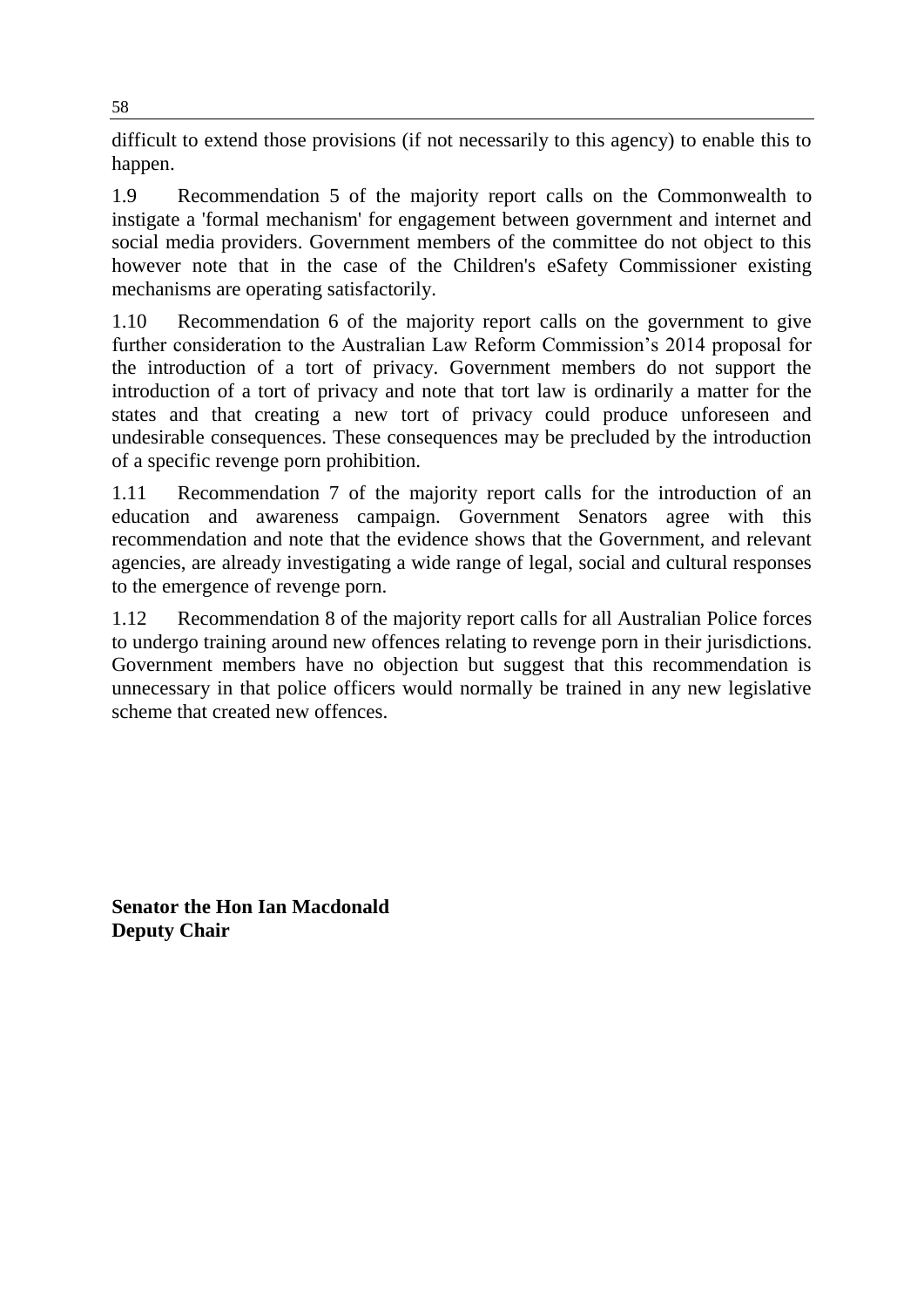difficult to extend those provisions (if not necessarily to this agency) to enable this to happen.

1.9 Recommendation 5 of the majority report calls on the Commonwealth to instigate a 'formal mechanism' for engagement between government and internet and social media providers. Government members of the committee do not object to this however note that in the case of the Children's eSafety Commissioner existing mechanisms are operating satisfactorily.

1.10 Recommendation 6 of the majority report calls on the government to give further consideration to the Australian Law Reform Commission's 2014 proposal for the introduction of a tort of privacy. Government members do not support the introduction of a tort of privacy and note that tort law is ordinarily a matter for the states and that creating a new tort of privacy could produce unforeseen and undesirable consequences. These consequences may be precluded by the introduction of a specific revenge porn prohibition.

1.11 Recommendation 7 of the majority report calls for the introduction of an education and awareness campaign. Government Senators agree with this recommendation and note that the evidence shows that the Government, and relevant agencies, are already investigating a wide range of legal, social and cultural responses to the emergence of revenge porn.

1.12 Recommendation 8 of the majority report calls for all Australian Police forces to undergo training around new offences relating to revenge porn in their jurisdictions. Government members have no objection but suggest that this recommendation is unnecessary in that police officers would normally be trained in any new legislative scheme that created new offences.

**Senator the Hon Ian Macdonald**
**Deputy Chair**